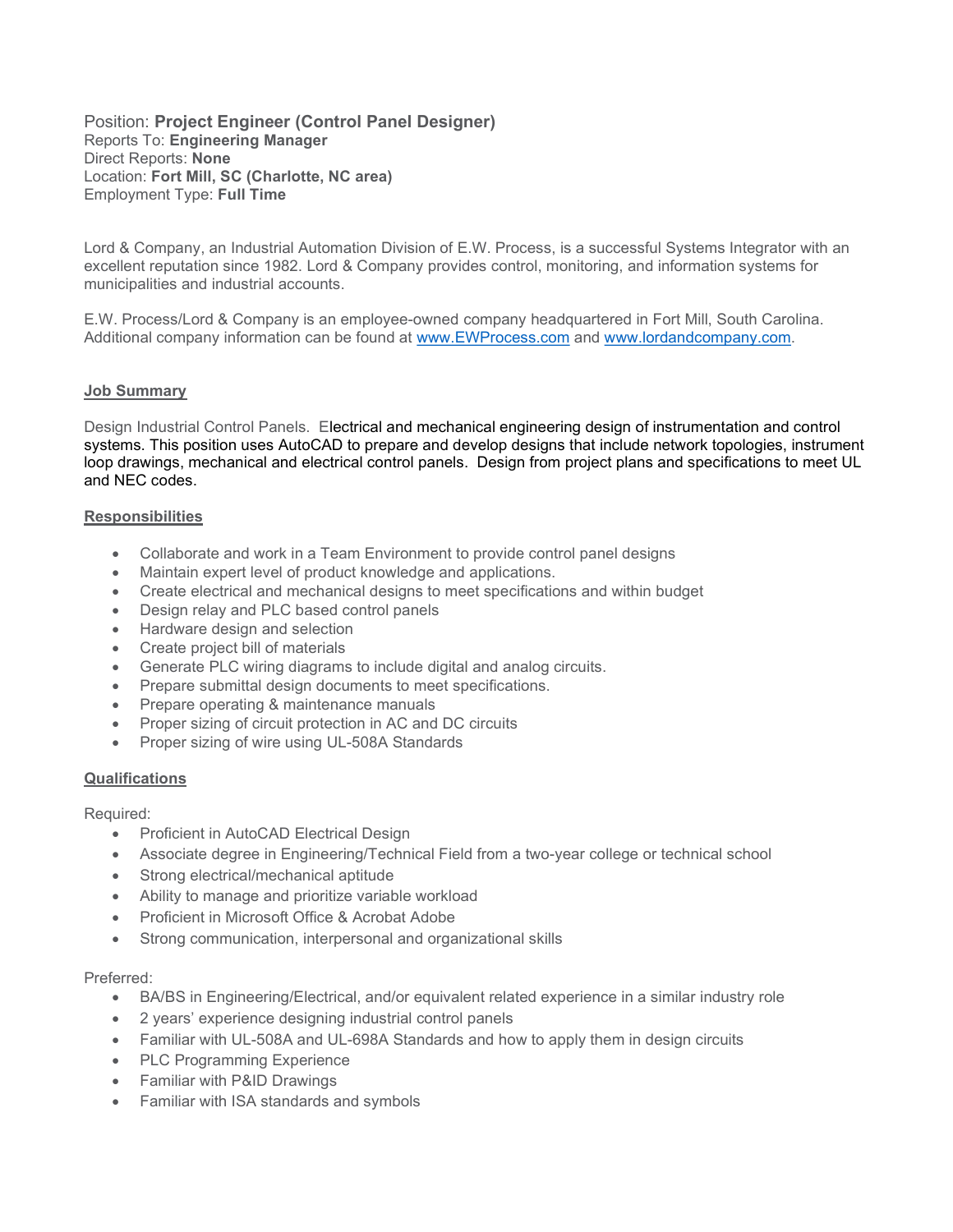Position: **Project Engineer (Control Panel Designer)**
Reports To: **Engineering Manager**
Direct Reports: **None**
Location: **Fort Mill, SC (Charlotte, NC area)**
Employment Type: **Full Time**

Lord & Company, an Industrial Automation Division of E.W. Process, is a successful Systems Integrator with an excellent reputation since 1982. Lord & Company provides control, monitoring, and information systems for municipalities and industrial accounts.

E.W. Process/Lord & Company is an employee-owned company headquartered in Fort Mill, South Carolina. Additional company information can be found at www.EWProcess.com and www.lordandcompany.com.

## Job Summary

Design Industrial Control Panels. Electrical and mechanical engineering design of instrumentation and control systems. This position uses AutoCAD to prepare and develop designs that include network topologies, instrument loop drawings, mechanical and electrical control panels. Design from project plans and specifications to meet UL and NEC codes.

## Responsibilities

- Collaborate and work in a Team Environment to provide control panel designs
- Maintain expert level of product knowledge and applications.
- Create electrical and mechanical designs to meet specifications and within budget
- Design relay and PLC based control panels
- Hardware design and selection
- Create project bill of materials
- Generate PLC wiring diagrams to include digital and analog circuits.
- Prepare submittal design documents to meet specifications.
- Prepare operating & maintenance manuals
- Proper sizing of circuit protection in AC and DC circuits
- Proper sizing of wire using UL-508A Standards

## Qualifications

Required:

- Proficient in AutoCAD Electrical Design
- Associate degree in Engineering/Technical Field from a two-year college or technical school
- Strong electrical/mechanical aptitude
- Ability to manage and prioritize variable workload
- Proficient in Microsoft Office & Acrobat Adobe
- Strong communication, interpersonal and organizational skills

Preferred:

- BA/BS in Engineering/Electrical, and/or equivalent related experience in a similar industry role
- 2 years' experience designing industrial control panels
- Familiar with UL-508A and UL-698A Standards and how to apply them in design circuits
- PLC Programming Experience
- Familiar with P&ID Drawings
- Familiar with ISA standards and symbols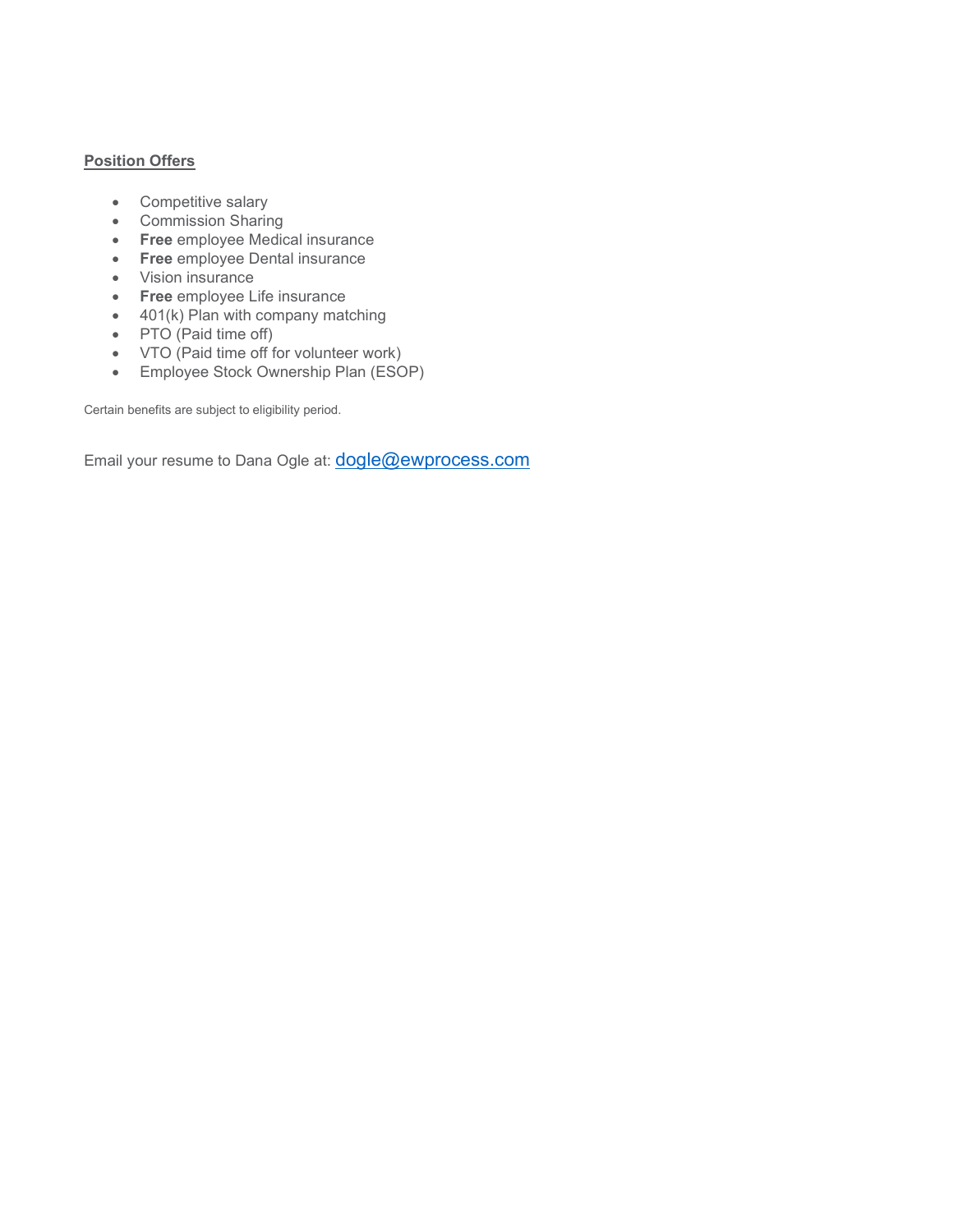**Position Offers**

- Competitive salary
- Commission Sharing
- **Free** employee Medical insurance
- **Free** employee Dental insurance
- Vision insurance
- **Free** employee Life insurance
- 401(k) Plan with company matching
- PTO (Paid time off)
- VTO (Paid time off for volunteer work)
- Employee Stock Ownership Plan (ESOP)

Certain benefits are subject to eligibility period.

Email your resume to Dana Ogle at: dogle@ewprocess.com